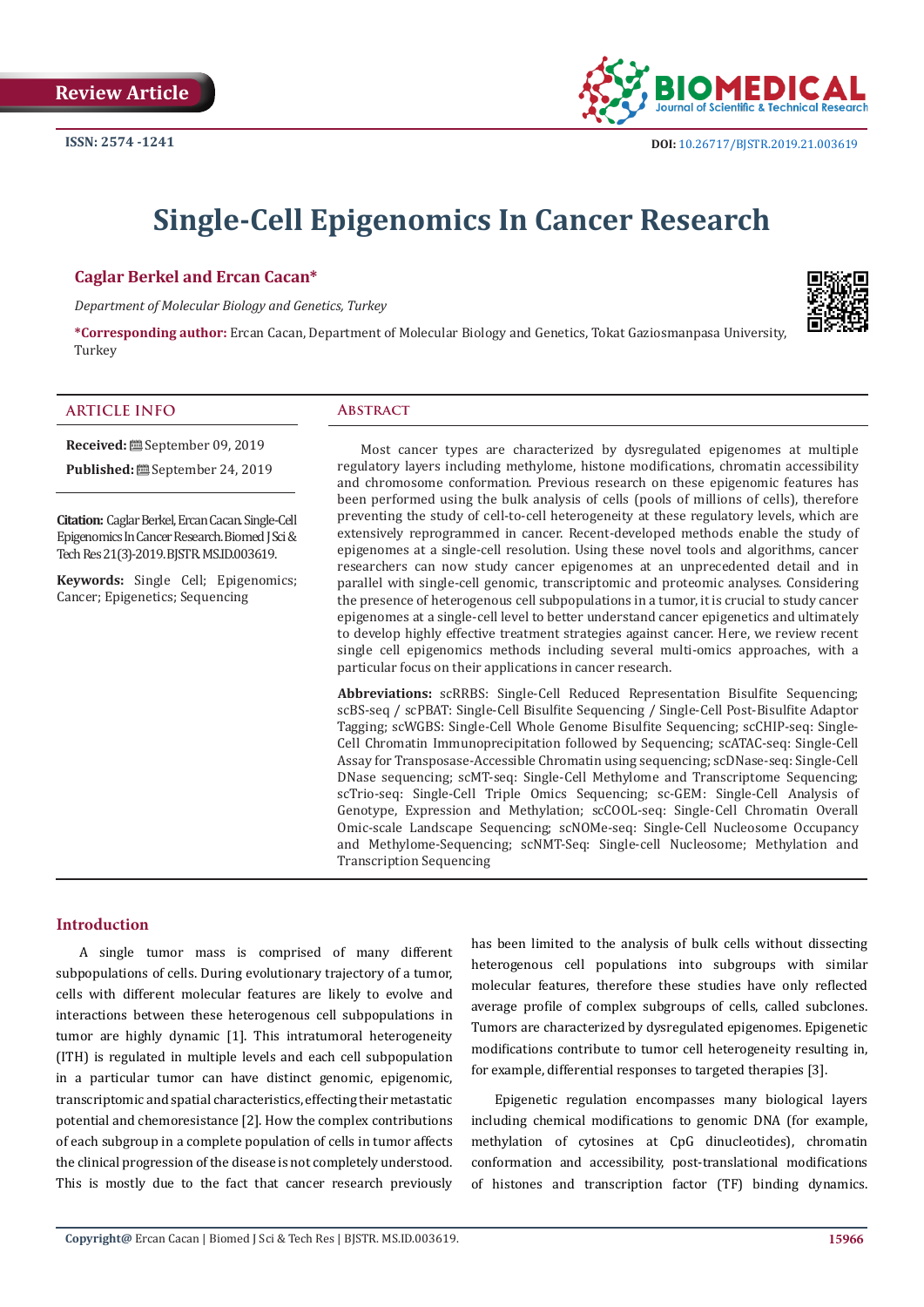Review Article

ISSN: 2574 -1241

DOI: 10.26717/BJSTR.2019.21.003619

# Single-Cell Epigenomics In Cancer Research

**Caglar Berkel and Ercan Cacan***

*Department of Molecular Biology and Genetics, Turkey*

***Corresponding author:** Ercan Cacan, Department of Molecular Biology and Genetics, Tokat Gaziosmanpasa University, Turkey

## ARTICLE INFO

**Received:** September 09, 2019

**Published:** September 24, 2019

**Citation:** Caglar Berkel, Ercan Cacan. Single-Cell Epigenomics In Cancer Research. Biomed J Sci & Tech Res 21(3)-2019. BJSTR. MS.ID.003619.

**Keywords:** Single Cell; Epigenomics; Cancer; Epigenetics; Sequencing

## Abstract

Most cancer types are characterized by dysregulated epigenomes at multiple regulatory layers including methylome, histone modifications, chromatin accessibility and chromosome conformation. Previous research on these epigenomic features has been performed using the bulk analysis of cells (pools of millions of cells), therefore preventing the study of cell-to-cell heterogeneity at these regulatory levels, which are extensively reprogrammed in cancer. Recent-developed methods enable the study of epigenomes at a single-cell resolution. Using these novel tools and algorithms, cancer researchers can now study cancer epigenomes at an unprecedented detail and in parallel with single-cell genomic, transcriptomic and proteomic analyses. Considering the presence of heterogenous cell subpopulations in a tumor, it is crucial to study cancer epigenomes at a single-cell level to better understand cancer epigenetics and ultimately to develop highly effective treatment strategies against cancer. Here, we review recent single cell epigenomics methods including several multi-omics approaches, with a particular focus on their applications in cancer research.

**Abbreviations:** scRRBS: Single-Cell Reduced Representation Bisulfite Sequencing; scBS-seq / scPBAT: Single-Cell Bisulfite Sequencing / Single-Cell Post-Bisulfite Adaptor Tagging; scWGBS: Single-Cell Whole Genome Bisulfite Sequencing; scCHIP-seq: Single-Cell Chromatin Immunoprecipitation followed by Sequencing; scATAC-seq: Single-Cell Assay for Transposase-Accessible Chromatin using sequencing; scDNase-seq: Single-Cell DNase sequencing; scMT-seq: Single-Cell Methylome and Transcriptome Sequencing; scTrio-seq: Single-Cell Triple Omics Sequencing; sc-GEM: Single-Cell Analysis of Genotype, Expression and Methylation; scCOOL-seq: Single-Cell Chromatin Overall Omic-scale Landscape Sequencing; scNOMe-seq: Single-Cell Nucleosome Occupancy and Methylome-Sequencing; scNMT-Seq: Single-cell Nucleosome, Methylation and Transcription Sequencing

## Introduction

A single tumor mass is comprised of many different subpopulations of cells. During evolutionary trajectory of a tumor, cells with different molecular features are likely to evolve and interactions between these heterogenous cell subpopulations in tumor are highly dynamic [1]. This intratumoral heterogeneity (ITH) is regulated in multiple levels and each cell subpopulation in a particular tumor can have distinct genomic, epigenomic, transcriptomic and spatial characteristics, effecting their metastatic potential and chemoresistance [2]. How the complex contributions of each subgroup in a complete population of cells in tumor affects the clinical progression of the disease is not completely understood. This is mostly due to the fact that cancer research previously has been limited to the analysis of bulk cells without dissecting heterogenous cell populations into subgroups with similar molecular features, therefore these studies have only reflected average profile of complex subgroups of cells, called subclones. Tumors are characterized by dysregulated epigenomes. Epigenetic modifications contribute to tumor cell heterogeneity resulting in, for example, differential responses to targeted therapies [3].

Epigenetic regulation encompasses many biological layers including chemical modifications to genomic DNA (for example, methylation of cytosines at CpG dinucleotides), chromatin conformation and accessibility, post-translational modifications of histones and transcription factor (TF) binding dynamics.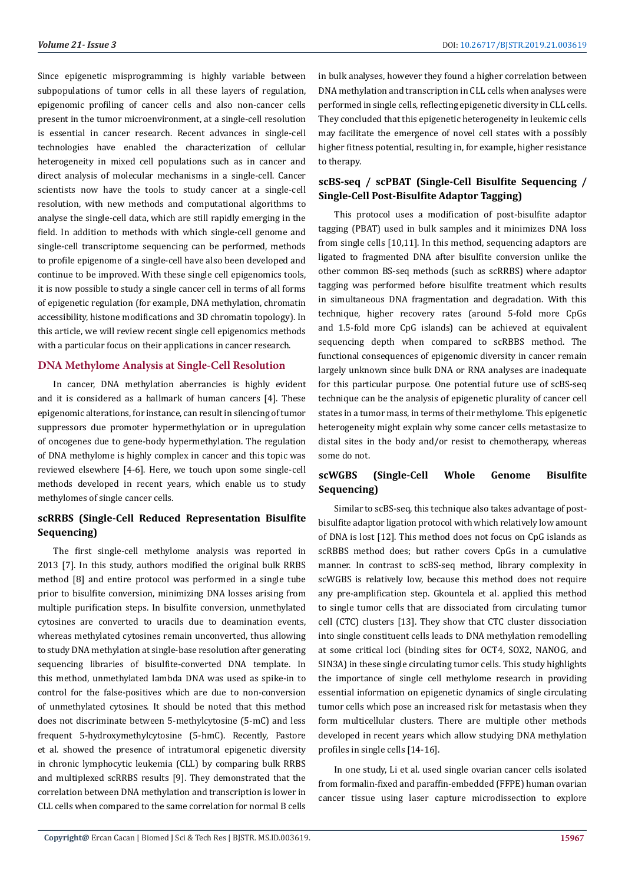Since epigenetic misprogramming is highly variable between subpopulations of tumor cells in all these layers of regulation, epigenomic profiling of cancer cells and also non-cancer cells present in the tumor microenvironment, at a single-cell resolution is essential in cancer research. Recent advances in single-cell technologies have enabled the characterization of cellular heterogeneity in mixed cell populations such as in cancer and direct analysis of molecular mechanisms in a single-cell. Cancer scientists now have the tools to study cancer at a single-cell resolution, with new methods and computational algorithms to analyse the single-cell data, which are still rapidly emerging in the field. In addition to methods with which single-cell genome and single-cell transcriptome sequencing can be performed, methods to profile epigenome of a single-cell have also been developed and continue to be improved. With these single cell epigenomics tools, it is now possible to study a single cancer cell in terms of all forms of epigenetic regulation (for example, DNA methylation, chromatin accessibility, histone modifications and 3D chromatin topology). In this article, we will review recent single cell epigenomics methods with a particular focus on their applications in cancer research.

## DNA Methylome Analysis at Single-Cell Resolution

In cancer, DNA methylation aberrancies is highly evident and it is considered as a hallmark of human cancers [4]. These epigenomic alterations, for instance, can result in silencing of tumor suppressors due promoter hypermethylation or in upregulation of oncogenes due to gene-body hypermethylation. The regulation of DNA methylome is highly complex in cancer and this topic was reviewed elsewhere [4-6]. Here, we touch upon some single-cell methods developed in recent years, which enable us to study methylomes of single cancer cells.

### scRRBS (Single-Cell Reduced Representation Bisulfite Sequencing)

The first single-cell methylome analysis was reported in 2013 [7]. In this study, authors modified the original bulk RRBS method [8] and entire protocol was performed in a single tube prior to bisulfite conversion, minimizing DNA losses arising from multiple purification steps. In bisulfite conversion, unmethylated cytosines are converted to uracils due to deamination events, whereas methylated cytosines remain unconverted, thus allowing to study DNA methylation at single-base resolution after generating sequencing libraries of bisulfite-converted DNA template. In this method, unmethylated lambda DNA was used as spike-in to control for the false-positives which are due to non-conversion of unmethylated cytosines. It should be noted that this method does not discriminate between 5-methylcytosine (5-mC) and less frequent 5-hydroxymethylcytosine (5-hmC). Recently, Pastore et al. showed the presence of intratumoral epigenetic diversity in chronic lymphocytic leukemia (CLL) by comparing bulk RRBS and multiplexed scRRBS results [9]. They demonstrated that the correlation between DNA methylation and transcription is lower in CLL cells when compared to the same correlation for normal B cells in bulk analyses, however they found a higher correlation between DNA methylation and transcription in CLL cells when analyses were performed in single cells, reflecting epigenetic diversity in CLL cells. They concluded that this epigenetic heterogeneity in leukemic cells may facilitate the emergence of novel cell states with a possibly higher fitness potential, resulting in, for example, higher resistance to therapy.

### scBS-seq / scPBAT (Single-Cell Bisulfite Sequencing / Single-Cell Post-Bisulfite Adaptor Tagging)

This protocol uses a modification of post-bisulfite adaptor tagging (PBAT) used in bulk samples and it minimizes DNA loss from single cells [10,11]. In this method, sequencing adaptors are ligated to fragmented DNA after bisulfite conversion unlike the other common BS-seq methods (such as scRRBS) where adaptor tagging was performed before bisulfite treatment which results in simultaneous DNA fragmentation and degradation. With this technique, higher recovery rates (around 5-fold more CpGs and 1.5-fold more CpG islands) can be achieved at equivalent sequencing depth when compared to scRBBS method. The functional consequences of epigenomic diversity in cancer remain largely unknown since bulk DNA or RNA analyses are inadequate for this particular purpose. One potential future use of scBS-seq technique can be the analysis of epigenetic plurality of cancer cell states in a tumor mass, in terms of their methylome. This epigenetic heterogeneity might explain why some cancer cells metastasize to distal sites in the body and/or resist to chemotherapy, whereas some do not.

### scWGBS (Single-Cell Whole Genome Bisulfite Sequencing)

Similar to scBS-seq, this technique also takes advantage of post-bisulfite adaptor ligation protocol with which relatively low amount of DNA is lost [12]. This method does not focus on CpG islands as scRBBS method does; but rather covers CpGs in a cumulative manner. In contrast to scBS-seq method, library complexity in scWGBS is relatively low, because this method does not require any pre-amplification step. Gkountela et al. applied this method to single tumor cells that are dissociated from circulating tumor cell (CTC) clusters [13]. They show that CTC cluster dissociation into single constituent cells leads to DNA methylation remodelling at some critical loci (binding sites for OCT4, SOX2, NANOG, and SIN3A) in these single circulating tumor cells. This study highlights the importance of single cell methylome research in providing essential information on epigenetic dynamics of single circulating tumor cells which pose an increased risk for metastasis when they form multicellular clusters. There are multiple other methods developed in recent years which allow studying DNA methylation profiles in single cells [14-16].

In one study, Li et al. used single ovarian cancer cells isolated from formalin-fixed and paraffin-embedded (FFPE) human ovarian cancer tissue using laser capture microdissection to explore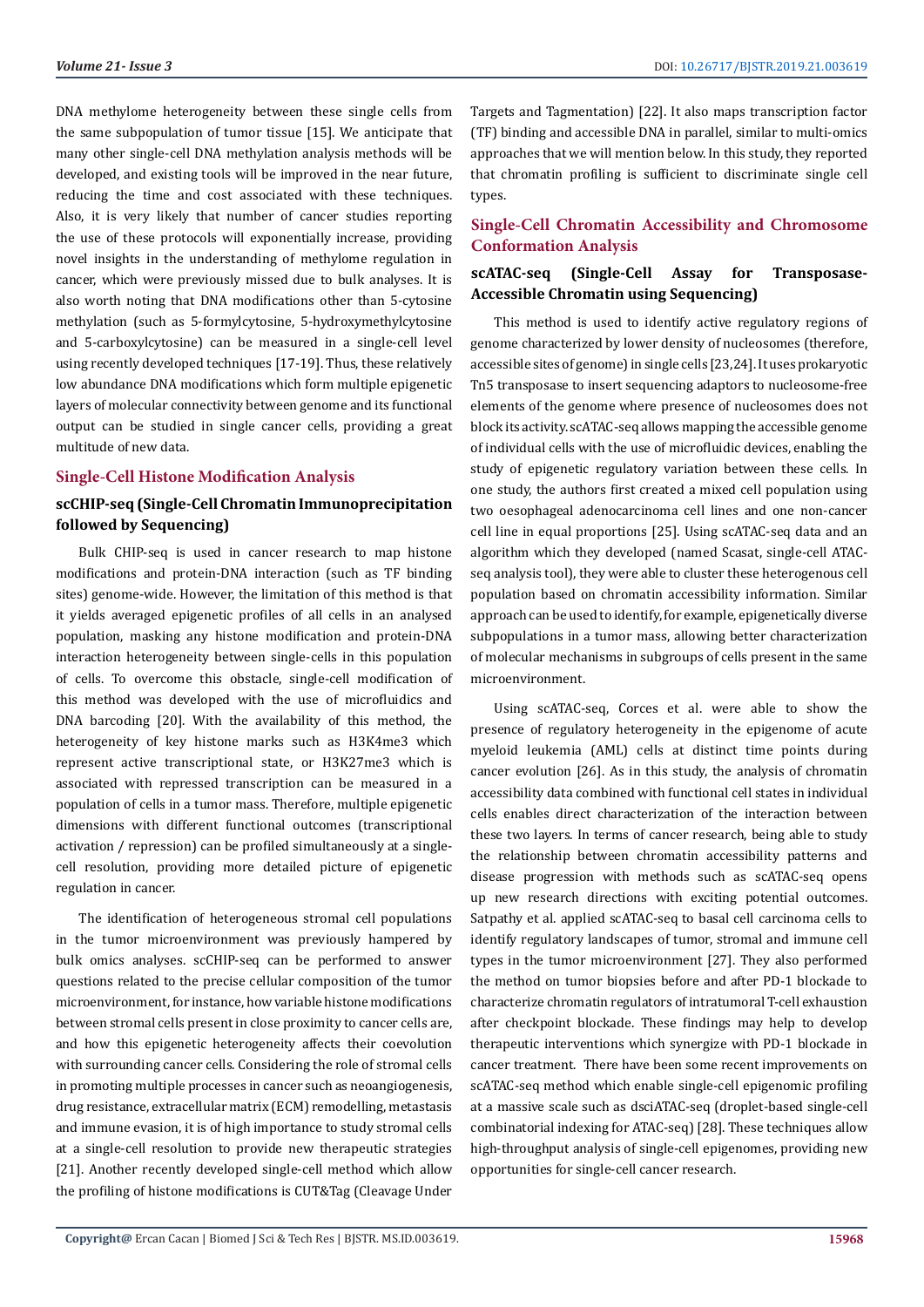DNA methylome heterogeneity between these single cells from the same subpopulation of tumor tissue [15]. We anticipate that many other single-cell DNA methylation analysis methods will be developed, and existing tools will be improved in the near future, reducing the time and cost associated with these techniques. Also, it is very likely that number of cancer studies reporting the use of these protocols will exponentially increase, providing novel insights in the understanding of methylome regulation in cancer, which were previously missed due to bulk analyses. It is also worth noting that DNA modifications other than 5-cytosine methylation (such as 5-formylcytosine, 5-hydroxymethylcytosine and 5-carboxylcytosine) can be measured in a single-cell level using recently developed techniques [17-19]. Thus, these relatively low abundance DNA modifications which form multiple epigenetic layers of molecular connectivity between genome and its functional output can be studied in single cancer cells, providing a great multitude of new data.

## Single-Cell Histone Modification Analysis

### scCHIP-seq (Single-Cell Chromatin Immunoprecipitation followed by Sequencing)

Bulk CHIP-seq is used in cancer research to map histone modifications and protein-DNA interaction (such as TF binding sites) genome-wide. However, the limitation of this method is that it yields averaged epigenetic profiles of all cells in an analysed population, masking any histone modification and protein-DNA interaction heterogeneity between single-cells in this population of cells. To overcome this obstacle, single-cell modification of this method was developed with the use of microfluidics and DNA barcoding [20]. With the availability of this method, the heterogeneity of key histone marks such as H3K4me3 which represent active transcriptional state, or H3K27me3 which is associated with repressed transcription can be measured in a population of cells in a tumor mass. Therefore, multiple epigenetic dimensions with different functional outcomes (transcriptional activation / repression) can be profiled simultaneously at a single-cell resolution, providing more detailed picture of epigenetic regulation in cancer.

The identification of heterogeneous stromal cell populations in the tumor microenvironment was previously hampered by bulk omics analyses. scCHIP-seq can be performed to answer questions related to the precise cellular composition of the tumor microenvironment, for instance, how variable histone modifications between stromal cells present in close proximity to cancer cells are, and how this epigenetic heterogeneity affects their coevolution with surrounding cancer cells. Considering the role of stromal cells in promoting multiple processes in cancer such as neoangiogenesis, drug resistance, extracellular matrix (ECM) remodelling, metastasis and immune evasion, it is of high importance to study stromal cells at a single-cell resolution to provide new therapeutic strategies [21]. Another recently developed single-cell method which allow the profiling of histone modifications is CUT&Tag (Cleavage Under Targets and Tagmentation) [22]. It also maps transcription factor (TF) binding and accessible DNA in parallel, similar to multi-omics approaches that we will mention below. In this study, they reported that chromatin profiling is sufficient to discriminate single cell types.

## Single-Cell Chromatin Accessibility and Chromosome Conformation Analysis

### scATAC-seq (Single-Cell Assay for Transposase-Accessible Chromatin using Sequencing)

This method is used to identify active regulatory regions of genome characterized by lower density of nucleosomes (therefore, accessible sites of genome) in single cells [23,24]. It uses prokaryotic Tn5 transposase to insert sequencing adaptors to nucleosome-free elements of the genome where presence of nucleosomes does not block its activity. scATAC-seq allows mapping the accessible genome of individual cells with the use of microfluidic devices, enabling the study of epigenetic regulatory variation between these cells. In one study, the authors first created a mixed cell population using two oesophageal adenocarcinoma cell lines and one non-cancer cell line in equal proportions [25]. Using scATAC-seq data and an algorithm which they developed (named Scasat, single-cell ATAC-seq analysis tool), they were able to cluster these heterogenous cell population based on chromatin accessibility information. Similar approach can be used to identify, for example, epigenetically diverse subpopulations in a tumor mass, allowing better characterization of molecular mechanisms in subgroups of cells present in the same microenvironment.

Using scATAC-seq, Corces et al. were able to show the presence of regulatory heterogeneity in the epigenome of acute myeloid leukemia (AML) cells at distinct time points during cancer evolution [26]. As in this study, the analysis of chromatin accessibility data combined with functional cell states in individual cells enables direct characterization of the interaction between these two layers. In terms of cancer research, being able to study the relationship between chromatin accessibility patterns and disease progression with methods such as scATAC-seq opens up new research directions with exciting potential outcomes. Satpathy et al. applied scATAC-seq to basal cell carcinoma cells to identify regulatory landscapes of tumor, stromal and immune cell types in the tumor microenvironment [27]. They also performed the method on tumor biopsies before and after PD-1 blockade to characterize chromatin regulators of intratumoral T-cell exhaustion after checkpoint blockade. These findings may help to develop therapeutic interventions which synergize with PD-1 blockade in cancer treatment. There have been some recent improvements on scATAC-seq method which enable single-cell epigenomic profiling at a massive scale such as dsciATAC-seq (droplet-based single-cell combinatorial indexing for ATAC-seq) [28]. These techniques allow high-throughput analysis of single-cell epigenomes, providing new opportunities for single-cell cancer research.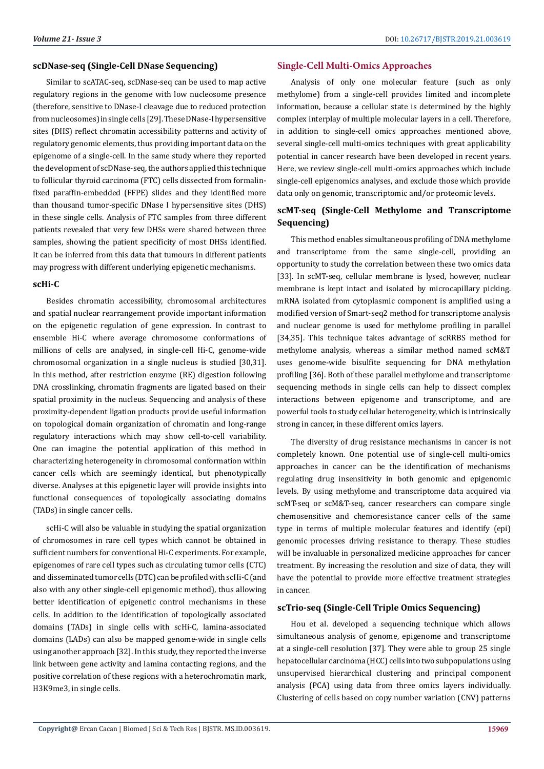### scDNase-seq (Single-Cell DNase Sequencing)

Similar to scATAC-seq, scDNase-seq can be used to map active regulatory regions in the genome with low nucleosome presence (therefore, sensitive to DNase-I cleavage due to reduced protection from nucleosomes) in single cells [29]. These DNase-I hypersensitive sites (DHS) reflect chromatin accessibility patterns and activity of regulatory genomic elements, thus providing important data on the epigenome of a single-cell. In the same study where they reported the development of scDNase-seq, the authors applied this technique to follicular thyroid carcinoma (FTC) cells dissected from formalin-fixed paraffin-embedded (FFPE) slides and they identified more than thousand tumor-specific DNase I hypersensitive sites (DHS) in these single cells. Analysis of FTC samples from three different patients revealed that very few DHSs were shared between three samples, showing the patient specificity of most DHSs identified. It can be inferred from this data that tumours in different patients may progress with different underlying epigenetic mechanisms.

### scHi-C

Besides chromatin accessibility, chromosomal architectures and spatial nuclear rearrangement provide important information on the epigenetic regulation of gene expression. In contrast to ensemble Hi-C where average chromosome conformations of millions of cells are analysed, in single-cell Hi-C, genome-wide chromosomal organization in a single nucleus is studied [30,31]. In this method, after restriction enzyme (RE) digestion following DNA crosslinking, chromatin fragments are ligated based on their spatial proximity in the nucleus. Sequencing and analysis of these proximity-dependent ligation products provide useful information on topological domain organization of chromatin and long-range regulatory interactions which may show cell-to-cell variability. One can imagine the potential application of this method in characterizing heterogeneity in chromosomal conformation within cancer cells which are seemingly identical, but phenotypically diverse. Analyses at this epigenetic layer will provide insights into functional consequences of topologically associating domains (TADs) in single cancer cells.

scHi-C will also be valuable in studying the spatial organization of chromosomes in rare cell types which cannot be obtained in sufficient numbers for conventional Hi-C experiments. For example, epigenomes of rare cell types such as circulating tumor cells (CTC) and disseminated tumor cells (DTC) can be profiled with scHi-C (and also with any other single-cell epigenomic method), thus allowing better identification of epigenetic control mechanisms in these cells. In addition to the identification of topologically associated domains (TADs) in single cells with scHi-C, lamina-associated domains (LADs) can also be mapped genome-wide in single cells using another approach [32]. In this study, they reported the inverse link between gene activity and lamina contacting regions, and the positive correlation of these regions with a heterochromatin mark, H3K9me3, in single cells.

## Single-Cell Multi-Omics Approaches

Analysis of only one molecular feature (such as only methylome) from a single-cell provides limited and incomplete information, because a cellular state is determined by the highly complex interplay of multiple molecular layers in a cell. Therefore, in addition to single-cell omics approaches mentioned above, several single-cell multi-omics techniques with great applicability potential in cancer research have been developed in recent years. Here, we review single-cell multi-omics approaches which include single-cell epigenomics analyses, and exclude those which provide data only on genomic, transcriptomic and/or proteomic levels.

### scMT-seq (Single-Cell Methylome and Transcriptome Sequencing)

This method enables simultaneous profiling of DNA methylome and transcriptome from the same single-cell, providing an opportunity to study the correlation between these two omics data [33]. In scMT-seq, cellular membrane is lysed, however, nuclear membrane is kept intact and isolated by microcapillary picking. mRNA isolated from cytoplasmic component is amplified using a modified version of Smart-seq2 method for transcriptome analysis and nuclear genome is used for methylome profiling in parallel [34,35]. This technique takes advantage of scRRBS method for methylome analysis, whereas a similar method named scM&T uses genome-wide bisulfite sequencing for DNA methylation profiling [36]. Both of these parallel methylome and transcriptome sequencing methods in single cells can help to dissect complex interactions between epigenome and transcriptome, and are powerful tools to study cellular heterogeneity, which is intrinsically strong in cancer, in these different omics layers.

The diversity of drug resistance mechanisms in cancer is not completely known. One potential use of single-cell multi-omics approaches in cancer can be the identification of mechanisms regulating drug insensitivity in both genomic and epigenomic levels. By using methylome and transcriptome data acquired via scMT-seq or scM&T-seq, cancer researchers can compare single chemosensitive and chemoresistance cancer cells of the same type in terms of multiple molecular features and identify (epi) genomic processes driving resistance to therapy. These studies will be invaluable in personalized medicine approaches for cancer treatment. By increasing the resolution and size of data, they will have the potential to provide more effective treatment strategies in cancer.

### scTrio-seq (Single-Cell Triple Omics Sequencing)

Hou et al. developed a sequencing technique which allows simultaneous analysis of genome, epigenome and transcriptome at a single-cell resolution [37]. They were able to group 25 single hepatocellular carcinoma (HCC) cells into two subpopulations using unsupervised hierarchical clustering and principal component analysis (PCA) using data from three omics layers individually. Clustering of cells based on copy number variation (CNV) patterns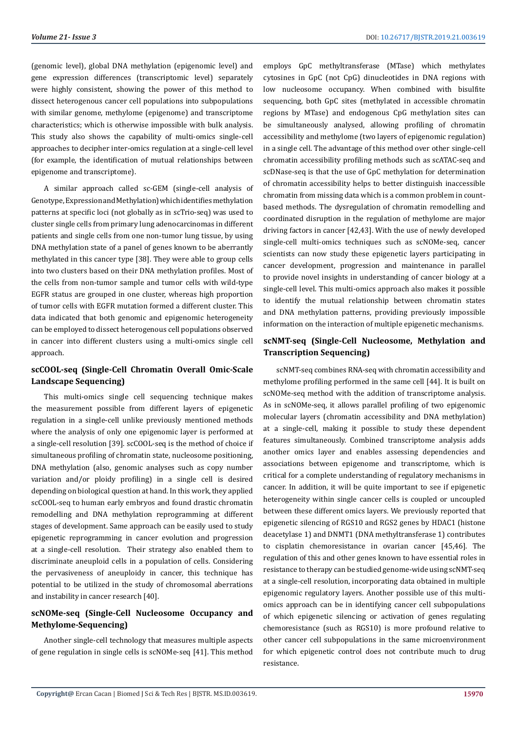(genomic level), global DNA methylation (epigenomic level) and gene expression differences (transcriptomic level) separately were highly consistent, showing the power of this method to dissect heterogenous cancer cell populations into subpopulations with similar genome, methylome (epigenome) and transcriptome characteristics; which is otherwise impossible with bulk analysis. This study also shows the capability of multi-omics single-cell approaches to decipher inter-omics regulation at a single-cell level (for example, the identification of mutual relationships between epigenome and transcriptome).

A similar approach called sc-GEM (single-cell analysis of Genotype, Expression and Methylation) which identifies methylation patterns at specific loci (not globally as in scTrio-seq) was used to cluster single cells from primary lung adenocarcinomas in different patients and single cells from one non-tumor lung tissue, by using DNA methylation state of a panel of genes known to be aberrantly methylated in this cancer type [38]. They were able to group cells into two clusters based on their DNA methylation profiles. Most of the cells from non-tumor sample and tumor cells with wild-type EGFR status are grouped in one cluster, whereas high proportion of tumor cells with EGFR mutation formed a different cluster. This data indicated that both genomic and epigenomic heterogeneity can be employed to dissect heterogenous cell populations observed in cancer into different clusters using a multi-omics single cell approach.

### scCOOL-seq (Single-Cell Chromatin Overall Omic-Scale Landscape Sequencing)

This multi-omics single cell sequencing technique makes the measurement possible from different layers of epigenetic regulation in a single-cell unlike previously mentioned methods where the analysis of only one epigenomic layer is performed at a single-cell resolution [39]. scCOOL-seq is the method of choice if simultaneous profiling of chromatin state, nucleosome positioning, DNA methylation (also, genomic analyses such as copy number variation and/or ploidy profiling) in a single cell is desired depending on biological question at hand. In this work, they applied scCOOL-seq to human early embryos and found drastic chromatin remodelling and DNA methylation reprogramming at different stages of development. Same approach can be easily used to study epigenetic reprogramming in cancer evolution and progression at a single-cell resolution. Their strategy also enabled them to discriminate aneuploid cells in a population of cells. Considering the pervasiveness of aneuploidy in cancer, this technique has potential to be utilized in the study of chromosomal aberrations and instability in cancer research [40].

### scNOMe-seq (Single-Cell Nucleosome Occupancy and Methylome-Sequencing)

Another single-cell technology that measures multiple aspects of gene regulation in single cells is scNOMe-seq [41]. This method employs GpC methyltransferase (MTase) which methylates cytosines in GpC (not CpG) dinucleotides in DNA regions with low nucleosome occupancy. When combined with bisulfite sequencing, both GpC sites (methylated in accessible chromatin regions by MTase) and endogenous CpG methylation sites can be simultaneously analysed, allowing profiling of chromatin accessibility and methylome (two layers of epigenomic regulation) in a single cell. The advantage of this method over other single-cell chromatin accessibility profiling methods such as scATAC-seq and scDNase-seq is that the use of GpC methylation for determination of chromatin accessibility helps to better distinguish inaccessible chromatin from missing data which is a common problem in count-based methods. The dysregulation of chromatin remodelling and coordinated disruption in the regulation of methylome are major driving factors in cancer [42,43]. With the use of newly developed single-cell multi-omics techniques such as scNOMe-seq, cancer scientists can now study these epigenetic layers participating in cancer development, progression and maintenance in parallel to provide novel insights in understanding of cancer biology at a single-cell level. This multi-omics approach also makes it possible to identify the mutual relationship between chromatin states and DNA methylation patterns, providing previously impossible information on the interaction of multiple epigenetic mechanisms.

### scNMT-seq (Single-Cell Nucleosome, Methylation and Transcription Sequencing)

scNMT-seq combines RNA-seq with chromatin accessibility and methylome profiling performed in the same cell [44]. It is built on scNOMe-seq method with the addition of transcriptome analysis. As in scNOMe-seq, it allows parallel profiling of two epigenomic molecular layers (chromatin accessibility and DNA methylation) at a single-cell, making it possible to study these dependent features simultaneously. Combined transcriptome analysis adds another omics layer and enables assessing dependencies and associations between epigenome and transcriptome, which is critical for a complete understanding of regulatory mechanisms in cancer. In addition, it will be quite important to see if epigenetic heterogeneity within single cancer cells is coupled or uncoupled between these different omics layers. We previously reported that epigenetic silencing of RGS10 and RGS2 genes by HDAC1 (histone deacetylase 1) and DNMT1 (DNA methyltransferase 1) contributes to cisplatin chemoresistance in ovarian cancer [45,46]. The regulation of this and other genes known to have essential roles in resistance to therapy can be studied genome-wide using scNMT-seq at a single-cell resolution, incorporating data obtained in multiple epigenomic regulatory layers. Another possible use of this multi-omics approach can be in identifying cancer cell subpopulations of which epigenetic silencing or activation of genes regulating chemoresistance (such as RGS10) is more profound relative to other cancer cell subpopulations in the same microenvironment for which epigenetic control does not contribute much to drug resistance.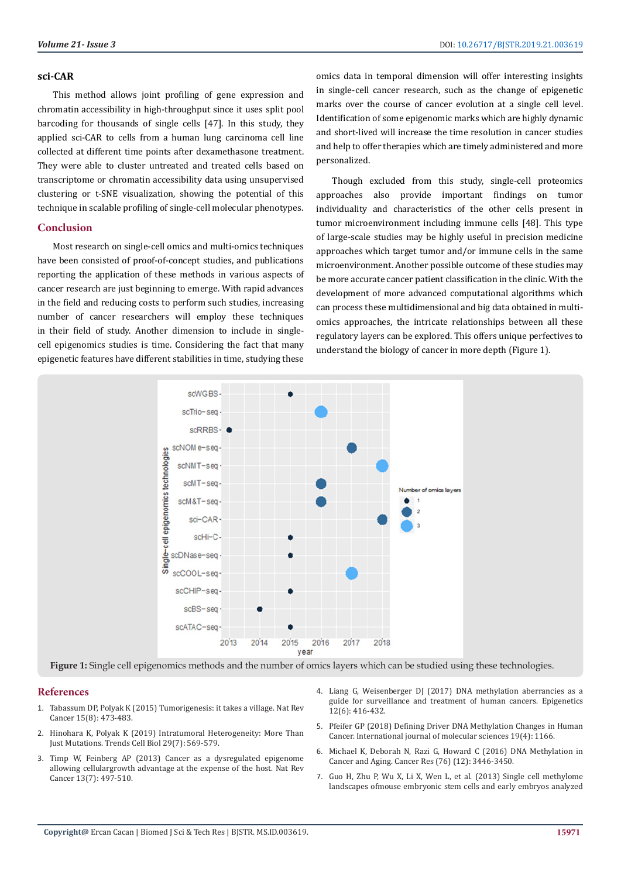### sci-CAR

This method allows joint profiling of gene expression and chromatin accessibility in high-throughput since it uses split pool barcoding for thousands of single cells [47]. In this study, they applied sci-CAR to cells from a human lung carcinoma cell line collected at different time points after dexamethasone treatment. They were able to cluster untreated and treated cells based on transcriptome or chromatin accessibility data using unsupervised clustering or t-SNE visualization, showing the potential of this technique in scalable profiling of single-cell molecular phenotypes.

## Conclusion

Most research on single-cell omics and multi-omics techniques have been consisted of proof-of-concept studies, and publications reporting the application of these methods in various aspects of cancer research are just beginning to emerge. With rapid advances in the field and reducing costs to perform such studies, increasing number of cancer researchers will employ these techniques in their field of study. Another dimension to include in single-cell epigenomics studies is time. Considering the fact that many epigenetic features have different stabilities in time, studying these omics data in temporal dimension will offer interesting insights in single-cell cancer research, such as the change of epigenetic marks over the course of cancer evolution at a single cell level. Identification of some epigenomic marks which are highly dynamic and short-lived will increase the time resolution in cancer studies and help to offer therapies which are timely administered and more personalized.

Though excluded from this study, single-cell proteomics approaches also provide important findings on tumor individuality and characteristics of the other cells present in tumor microenvironment including immune cells [48]. This type of large-scale studies may be highly useful in precision medicine approaches which target tumor and/or immune cells in the same microenvironment. Another possible outcome of these studies may be more accurate cancer patient classification in the clinic. With the development of more advanced computational algorithms which can process these multidimensional and big data obtained in multi-omics approaches, the intricate relationships between all these regulatory layers can be explored. This offers unique perfectives to understand the biology of cancer in more depth (Figure 1).

**Figure 1:** Single cell epigenomics methods and the number of omics layers which can be studied using these technologies.

## References

1. Tabassum DP, Polyak K (2015) Tumorigenesis: it takes a village. Nat Rev Cancer 15(8): 473-483.
2. Hinohara K, Polyak K (2019) Intratumoral Heterogeneity: More Than Just Mutations. Trends Cell Biol 29(7): 569-579.
3. Timp W, Feinberg AP (2013) Cancer as a dysregulated epigenome allowing cellulargrowth advantage at the expense of the host. Nat Rev Cancer 13(7): 497-510.
4. Liang G, Weisenberger DJ (2017) DNA methylation aberrancies as a guide for surveillance and treatment of human cancers. Epigenetics 12(6): 416-432.
5. Pfeifer GP (2018) Defining Driver DNA Methylation Changes in Human Cancer. International journal of molecular sciences 19(4): 1166.
6. Michael K, Deborah N, Razi G, Howard C (2016) DNA Methylation in Cancer and Aging. Cancer Res (76) (12): 3446-3450.
7. Guo H, Zhu P, Wu X, Li X, Wen L, et al. (2013) Single cell methylome landscapes ofmouse embryonic stem cells and early embryos analyzed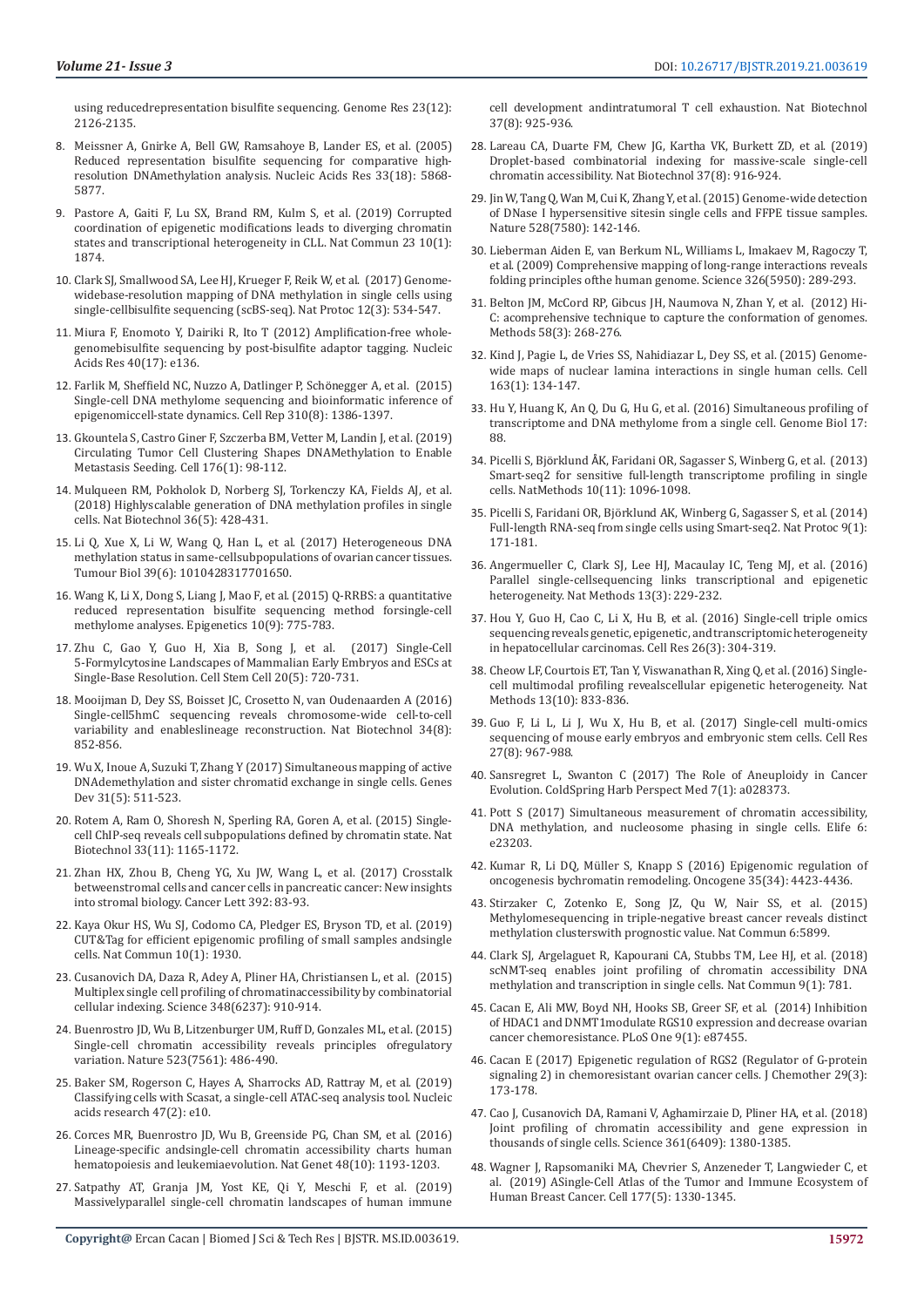using reducedrepresentation bisulfite sequencing. Genome Res 23(12): 2126-2135.

8. Meissner A, Gnirke A, Bell GW, Ramsahoye B, Lander ES, et al. (2005) Reduced representation bisulfite sequencing for comparative high-resolution DNAmethylation analysis. Nucleic Acids Res 33(18): 5868-5877.
9. Pastore A, Gaiti F, Lu SX, Brand RM, Kulm S, et al. (2019) Corrupted coordination of epigenetic modifications leads to diverging chromatin states and transcriptional heterogeneity in CLL. Nat Commun 23 10(1): 1874.
10. Clark SJ, Smallwood SA, Lee HJ, Krueger F, Reik W, et al. (2017) Genome-widebase-resolution mapping of DNA methylation in single cells using single-cellbisulfite sequencing (scBS-seq). Nat Protoc 12(3): 534-547.
11. Miura F, Enomoto Y, Dairiki R, Ito T (2012) Amplification-free whole-genomebisulfite sequencing by post-bisulfite adaptor tagging. Nucleic Acids Res 40(17): e136.
12. Farlik M, Sheffield NC, Nuzzo A, Datlinger P, Schönegger A, et al. (2015) Single-cell DNA methylome sequencing and bioinformatic inference of epigenomiccell-state dynamics. Cell Rep 310(8): 1386-1397.
13. Gkountela S, Castro Giner F, Szczerba BM, Vetter M, Landin J, et al. (2019) Circulating Tumor Cell Clustering Shapes DNAMethylation to Enable Metastasis Seeding. Cell 176(1): 98-112.
14. Mulqueen RM, Pokholok D, Norberg SJ, Torkenczy KA, Fields AJ, et al. (2018) Highlyscalable generation of DNA methylation profiles in single cells. Nat Biotechnol 36(5): 428-431.
15. Li Q, Xue X, Li W, Wang Q, Han L, et al. (2017) Heterogeneous DNA methylation status in same-cellsubpopulations of ovarian cancer tissues. Tumour Biol 39(6): 1010428317701650.
16. Wang K, Li X, Dong S, Liang J, Mao F, et al. (2015) Q-RRBS: a quantitative reduced representation bisulfite sequencing method forsingle-cell methylome analyses. Epigenetics 10(9): 775-783.
17. Zhu C, Gao Y, Guo H, Xia B, Song J, et al. (2017) Single-Cell 5-Formylcytosine Landscapes of Mammalian Early Embryos and ESCs at Single-Base Resolution. Cell Stem Cell 20(5): 720-731.
18. Mooijman D, Dey SS, Boisset JC, Crosetto N, van Oudenaarden A (2016) Single-cell5hmC sequencing reveals chromosome-wide cell-to-cell variability and enableslineage reconstruction. Nat Biotechnol 34(8): 852-856.
19. Wu X, Inoue A, Suzuki T, Zhang Y (2017) Simultaneous mapping of active DNAdemethylation and sister chromatid exchange in single cells. Genes Dev 31(5): 511-523.
20. Rotem A, Ram O, Shoresh N, Sperling RA, Goren A, et al. (2015) Single-cell ChIP-seq reveals cell subpopulations defined by chromatin state. Nat Biotechnol 33(11): 1165-1172.
21. Zhan HX, Zhou B, Cheng YG, Xu JW, Wang L, et al. (2017) Crosstalk betweenstromal cells and cancer cells in pancreatic cancer: New insights into stromal biology. Cancer Lett 392: 83-93.
22. Kaya Okur HS, Wu SJ, Codomo CA, Pledger ES, Bryson TD, et al. (2019) CUT&Tag for efficient epigenomic profiling of small samples andsingle cells. Nat Commun 10(1): 1930.
23. Cusanovich DA, Daza R, Adey A, Pliner HA, Christiansen L, et al. (2015) Multiplex single cell profiling of chromatinaccessibility by combinatorial cellular indexing. Science 348(6237): 910-914.
24. Buenrostro JD, Wu B, Litzenburger UM, Ruff D, Gonzales ML, et al. (2015) Single-cell chromatin accessibility reveals principles ofregulatory variation. Nature 523(7561): 486-490.
25. Baker SM, Rogerson C, Hayes A, Sharrocks AD, Rattray M, et al. (2019) Classifying cells with Scasat, a single-cell ATAC-seq analysis tool. Nucleic acids research 47(2): e10.
26. Corces MR, Buenrostro JD, Wu B, Greenside PG, Chan SM, et al. (2016) Lineage-specific andsingle-cell chromatin accessibility charts human hematopoiesis and leukemiaevolution. Nat Genet 48(10): 1193-1203.
27. Satpathy AT, Granja JM, Yost KE, Qi Y, Meschi F, et al. (2019) Massivelyparallel single-cell chromatin landscapes of human immune cell development andintratumoral T cell exhaustion. Nat Biotechnol 37(8): 925-936.
28. Lareau CA, Duarte FM, Chew JG, Kartha VK, Burkett ZD, et al. (2019) Droplet-based combinatorial indexing for massive-scale single-cell chromatin accessibility. Nat Biotechnol 37(8): 916-924.
29. Jin W, Tang Q, Wan M, Cui K, Zhang Y, et al. (2015) Genome-wide detection of DNase I hypersensitive sitesin single cells and FFPE tissue samples. Nature 528(7580): 142-146.
30. Lieberman Aiden E, van Berkum NL, Williams L, Imakaev M, Ragoczy T, et al. (2009) Comprehensive mapping of long-range interactions reveals folding principles ofthe human genome. Science 326(5950): 289-293.
31. Belton JM, McCord RP, Gibcus JH, Naumova N, Zhan Y, et al. (2012) Hi-C: acomprehensive technique to capture the conformation of genomes. Methods 58(3): 268-276.
32. Kind J, Pagie L, de Vries SS, Nahidiazar L, Dey SS, et al. (2015) Genome-wide maps of nuclear lamina interactions in single human cells. Cell 163(1): 134-147.
33. Hu Y, Huang K, An Q, Du G, Hu G, et al. (2016) Simultaneous profiling of transcriptome and DNA methylome from a single cell. Genome Biol 17: 88.
34. Picelli S, Björklund ÅK, Faridani OR, Sagasser S, Winberg G, et al. (2013) Smart-seq2 for sensitive full-length transcriptome profiling in single cells. NatMethods 10(11): 1096-1098.
35. Picelli S, Faridani OR, Björklund AK, Winberg G, Sagasser S, et al. (2014) Full-length RNA-seq from single cells using Smart-seq2. Nat Protoc 9(1): 171-181.
36. Angermueller C, Clark SJ, Lee HJ, Macaulay IC, Teng MJ, et al. (2016) Parallel single-cellsequencing links transcriptional and epigenetic heterogeneity. Nat Methods 13(3): 229-232.
37. Hou Y, Guo H, Cao C, Li X, Hu B, et al. (2016) Single-cell triple omics sequencing reveals genetic, epigenetic, and transcriptomic heterogeneity in hepatocellular carcinomas. Cell Res 26(3): 304-319.
38. Cheow LF, Courtois ET, Tan Y, Viswanathan R, Xing Q, et al. (2016) Single-cell multimodal profiling revealscellular epigenetic heterogeneity. Nat Methods 13(10): 833-836.
39. Guo F, Li L, Li J, Wu X, Hu B, et al. (2017) Single-cell multi-omics sequencing of mouse early embryos and embryonic stem cells. Cell Res 27(8): 967-988.
40. Sansregret L, Swanton C (2017) The Role of Aneuploidy in Cancer Evolution. ColdSpring Harb Perspect Med 7(1): a028373.
41. Pott S (2017) Simultaneous measurement of chromatin accessibility, DNA methylation, and nucleosome phasing in single cells. Elife 6: e23203.
42. Kumar R, Li DQ, Müller S, Knapp S (2016) Epigenomic regulation of oncogenesis bychromatin remodeling. Oncogene 35(34): 4423-4436.
43. Stirzaker C, Zotenko E, Song JZ, Qu W, Nair SS, et al. (2015) Methylomesequencing in triple-negative breast cancer reveals distinct methylation clusterswith prognostic value. Nat Commun 6:5899.
44. Clark SJ, Argelaguet R, Kapourani CA, Stubbs TM, Lee HJ, et al. (2018) scNMT-seq enables joint profiling of chromatin accessibility DNA methylation and transcription in single cells. Nat Commun 9(1): 781.
45. Cacan E, Ali MW, Boyd NH, Hooks SB, Greer SF, et al. (2014) Inhibition of HDAC1 and DNMT1modulate RGS10 expression and decrease ovarian cancer chemoresistance. PLoS One 9(1): e87455.
46. Cacan E (2017) Epigenetic regulation of RGS2 (Regulator of G-protein signaling 2) in chemoresistant ovarian cancer cells. J Chemother 29(3): 173-178.
47. Cao J, Cusanovich DA, Ramani V, Aghamirzaie D, Pliner HA, et al. (2018) Joint profiling of chromatin accessibility and gene expression in thousands of single cells. Science 361(6409): 1380-1385.
48. Wagner J, Rapsomaniki MA, Chevrier S, Anzeneder T, Langwieder C, et al. (2019) ASingle-Cell Atlas of the Tumor and Immune Ecosystem of Human Breast Cancer. Cell 177(5): 1330-1345.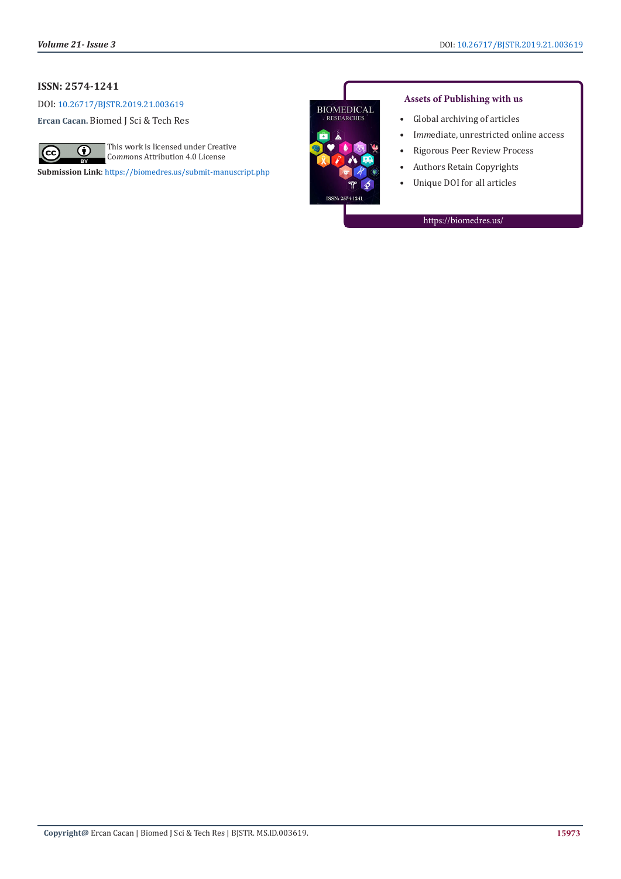**ISSN: 2574-1241**

DOI: 10.26717/BJSTR.2019.21.003619

**Ercan Cacan.** Biomed J Sci & Tech Res

This work is licensed under Creative Commons Attribution 4.0 License

**Submission Link**: https://biomedres.us/submit-manuscript.php

### Assets of Publishing with us

- Global archiving of articles
- Immediate, unrestricted online access
- Rigorous Peer Review Process
- Authors Retain Copyrights
- Unique DOI for all articles

https://biomedres.us/